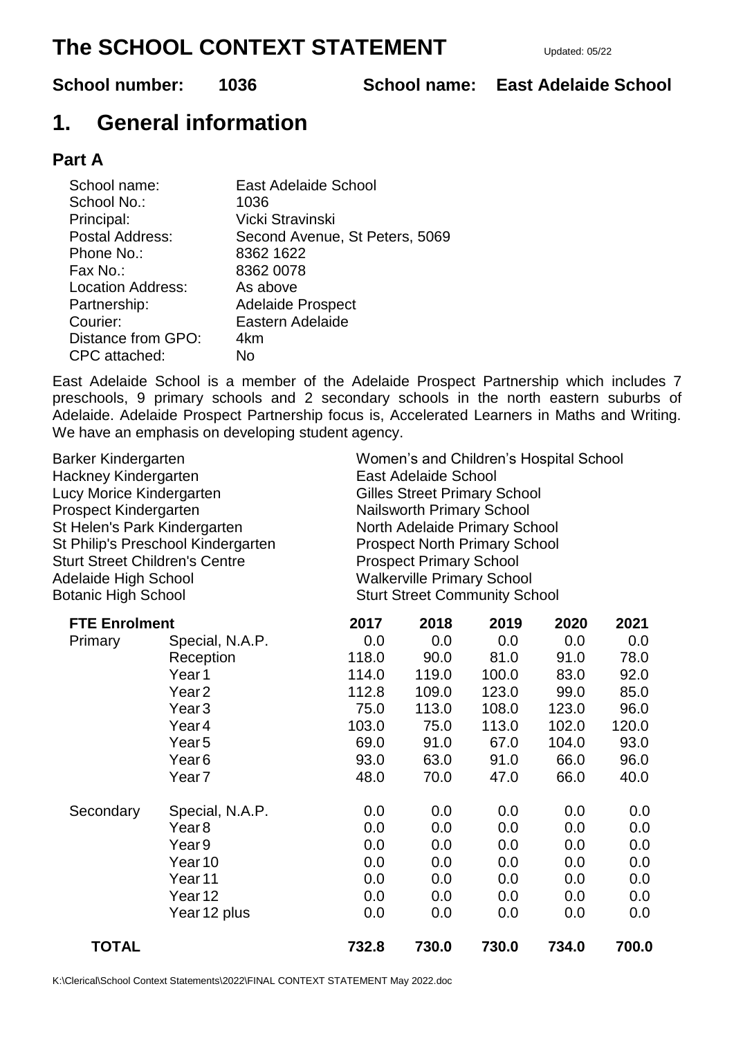# The SCHOOL CONTEXT STATEMENT

Updated: 05/22

**School number: 1036** **School name: East Adelaide School**

# 1. General information

## Part A

| | |
|---|---|
| School name: | East Adelaide School |
| School No.: | 1036 |
| Principal: | Vicki Stravinski |
| Postal Address: | Second Avenue, St Peters, 5069 |
| Phone No.: | 8362 1622 |
| Fax No.: | 8362 0078 |
| Location Address: | As above |
| Partnership: | Adelaide Prospect |
| Courier: | Eastern Adelaide |
| Distance from GPO: | 4km |
| CPC attached: | No |

East Adelaide School is a member of the Adelaide Prospect Partnership which includes 7 preschools, 9 primary schools and 2 secondary schools in the north eastern suburbs of Adelaide. Adelaide Prospect Partnership focus is, Accelerated Learners in Maths and Writing. We have an emphasis on developing student agency.

| | |
|---|---|
| Barker Kindergarten | Women's and Children's Hospital School |
| Hackney Kindergarten | East Adelaide School |
| Lucy Morice Kindergarten | Gilles Street Primary School |
| Prospect Kindergarten | Nailsworth Primary School |
| St Helen's Park Kindergarten | North Adelaide Primary School |
| St Philip's Preschool Kindergarten | Prospect North Primary School |
| Sturt Street Children's Centre | Prospect Primary School |
| Adelaide High School | Walkerville Primary School |
| Botanic High School | Sturt Street Community School |

| FTE Enrolment | | 2017 | 2018 | 2019 | 2020 | 2021 |
|---|---|---|---|---|---|---|
| Primary | Special, N.A.P. | 0.0 | 0.0 | 0.0 | 0.0 | 0.0 |
| | Reception | 118.0 | 90.0 | 81.0 | 91.0 | 78.0 |
| | Year 1 | 114.0 | 119.0 | 100.0 | 83.0 | 92.0 |
| | Year 2 | 112.8 | 109.0 | 123.0 | 99.0 | 85.0 |
| | Year 3 | 75.0 | 113.0 | 108.0 | 123.0 | 96.0 |
| | Year 4 | 103.0 | 75.0 | 113.0 | 102.0 | 120.0 |
| | Year 5 | 69.0 | 91.0 | 67.0 | 104.0 | 93.0 |
| | Year 6 | 93.0 | 63.0 | 91.0 | 66.0 | 96.0 |
| | Year 7 | 48.0 | 70.0 | 47.0 | 66.0 | 40.0 |
| Secondary | Special, N.A.P. | 0.0 | 0.0 | 0.0 | 0.0 | 0.0 |
| | Year 8 | 0.0 | 0.0 | 0.0 | 0.0 | 0.0 |
| | Year 9 | 0.0 | 0.0 | 0.0 | 0.0 | 0.0 |
| | Year 10 | 0.0 | 0.0 | 0.0 | 0.0 | 0.0 |
| | Year 11 | 0.0 | 0.0 | 0.0 | 0.0 | 0.0 |
| | Year 12 | 0.0 | 0.0 | 0.0 | 0.0 | 0.0 |
| | Year 12 plus | 0.0 | 0.0 | 0.0 | 0.0 | 0.0 |
| **TOTAL** | | **732.8** | **730.0** | **730.0** | **734.0** | **700.0** |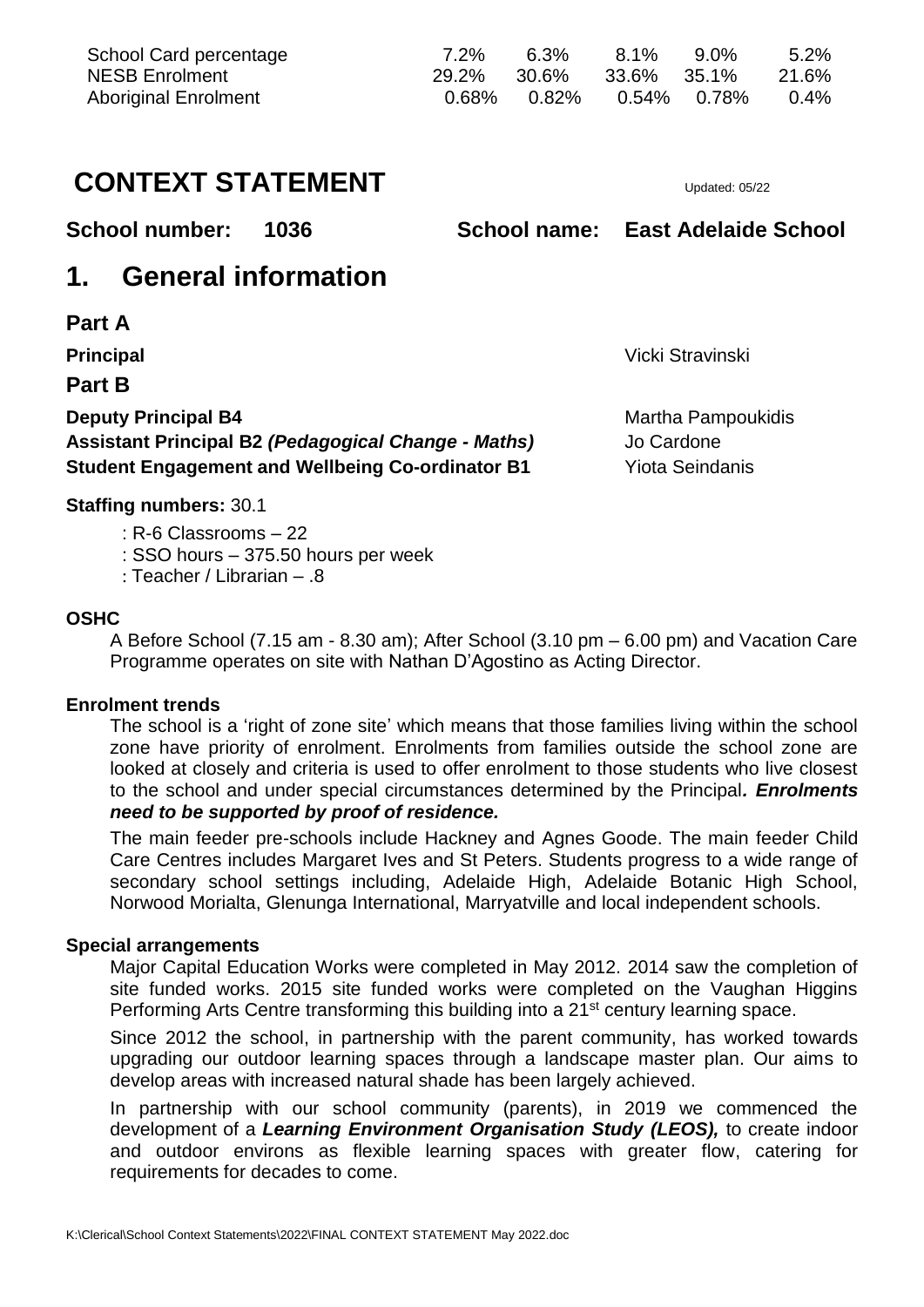| School Card percentage | 7.2% | 6.3% | 8.1% | 9.0% | 5.2% |
|---|---|---|---|---|---|
| NESB Enrolment | 29.2% | 30.6% | 33.6% | 35.1% | 21.6% |
| Aboriginal Enrolment | 0.68% | 0.82% | 0.54% | 0.78% | 0.4% |

# CONTEXT STATEMENT

Updated: 05/22

**School number: 1036** **School name: East Adelaide School**

# 1. General information

## Part A

**Principal** Vicki Stravinski

## Part B

**Deputy Principal B4** Martha Pampoukidis
**Assistant Principal B2** ***(Pedagogical Change - Maths)*** Jo Cardone
**Student Engagement and Wellbeing Co-ordinator B1** Yiota Seindanis

**Staffing numbers:** 30.1

: R-6 Classrooms – 22
: SSO hours – 375.50 hours per week
: Teacher / Librarian – .8

### OSHC

A Before School (7.15 am - 8.30 am); After School (3.10 pm – 6.00 pm) and Vacation Care Programme operates on site with Nathan D'Agostino as Acting Director.

### Enrolment trends

The school is a 'right of zone site' which means that those families living within the school zone have priority of enrolment. Enrolments from families outside the school zone are looked at closely and criteria is used to offer enrolment to those students who live closest to the school and under special circumstances determined by the Principal***. Enrolments need to be supported by proof of residence.***

The main feeder pre-schools include Hackney and Agnes Goode. The main feeder Child Care Centres includes Margaret Ives and St Peters. Students progress to a wide range of secondary school settings including, Adelaide High, Adelaide Botanic High School, Norwood Morialta, Glenunga International, Marryatville and local independent schools.

### Special arrangements

Major Capital Education Works were completed in May 2012. 2014 saw the completion of site funded works. 2015 site funded works were completed on the Vaughan Higgins Performing Arts Centre transforming this building into a 21st century learning space.

Since 2012 the school, in partnership with the parent community, has worked towards upgrading our outdoor learning spaces through a landscape master plan. Our aims to develop areas with increased natural shade has been largely achieved.

In partnership with our school community (parents), in 2019 we commenced the development of a ***Learning Environment Organisation Study (LEOS),*** to create indoor and outdoor environs as flexible learning spaces with greater flow, catering for requirements for decades to come.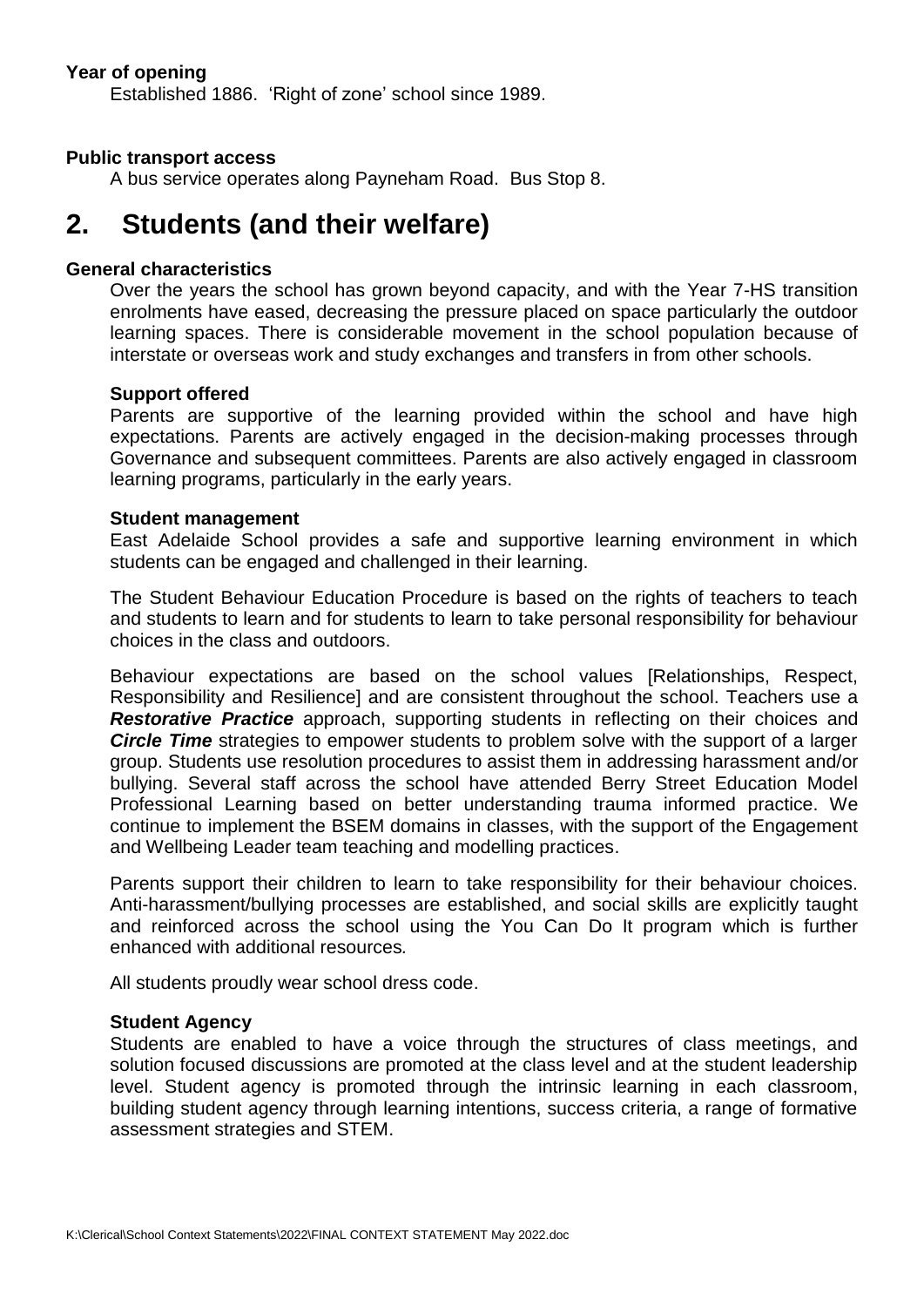**Year of opening**

Established 1886. 'Right of zone' school since 1989.

**Public transport access**

A bus service operates along Payneham Road. Bus Stop 8.

## 2. Students (and their welfare)

**General characteristics**

Over the years the school has grown beyond capacity, and with the Year 7-HS transition enrolments have eased, decreasing the pressure placed on space particularly the outdoor learning spaces. There is considerable movement in the school population because of interstate or overseas work and study exchanges and transfers in from other schools.

**Support offered**

Parents are supportive of the learning provided within the school and have high expectations. Parents are actively engaged in the decision-making processes through Governance and subsequent committees. Parents are also actively engaged in classroom learning programs, particularly in the early years.

**Student management**

East Adelaide School provides a safe and supportive learning environment in which students can be engaged and challenged in their learning.

The Student Behaviour Education Procedure is based on the rights of teachers to teach and students to learn and for students to learn to take personal responsibility for behaviour choices in the class and outdoors.

Behaviour expectations are based on the school values [Relationships, Respect, Responsibility and Resilience] and are consistent throughout the school. Teachers use a ***Restorative Practice*** approach, supporting students in reflecting on their choices and ***Circle Time*** strategies to empower students to problem solve with the support of a larger group. Students use resolution procedures to assist them in addressing harassment and/or bullying. Several staff across the school have attended Berry Street Education Model Professional Learning based on better understanding trauma informed practice. We continue to implement the BSEM domains in classes, with the support of the Engagement and Wellbeing Leader team teaching and modelling practices.

Parents support their children to learn to take responsibility for their behaviour choices. Anti-harassment/bullying processes are established, and social skills are explicitly taught and reinforced across the school using the You Can Do It program which is further enhanced with additional resources.

All students proudly wear school dress code.

**Student Agency**

Students are enabled to have a voice through the structures of class meetings, and solution focused discussions are promoted at the class level and at the student leadership level. Student agency is promoted through the intrinsic learning in each classroom, building student agency through learning intentions, success criteria, a range of formative assessment strategies and STEM.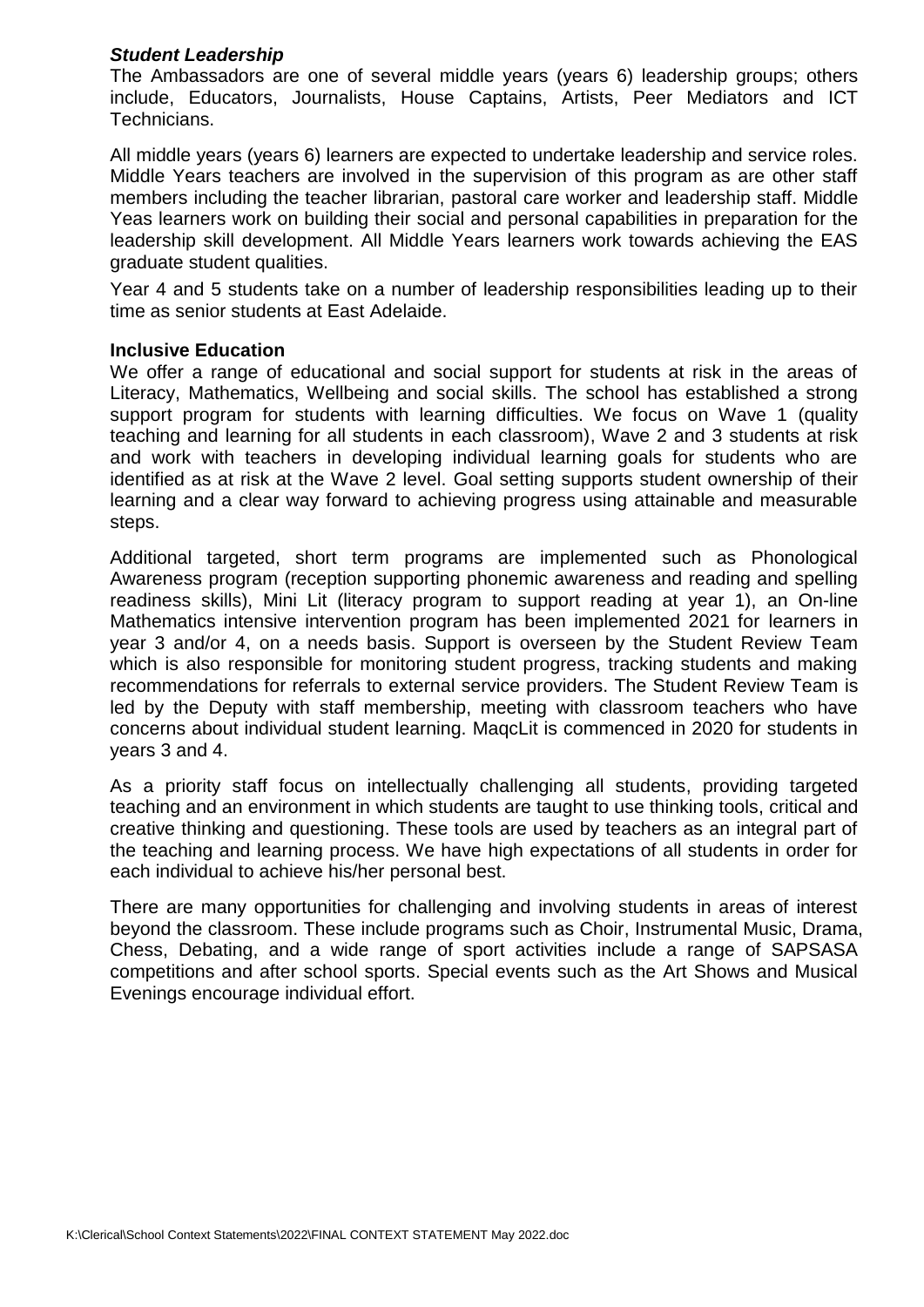### ***Student Leadership***

The Ambassadors are one of several middle years (years 6) leadership groups; others include, Educators, Journalists, House Captains, Artists, Peer Mediators and ICT Technicians.

All middle years (years 6) learners are expected to undertake leadership and service roles. Middle Years teachers are involved in the supervision of this program as are other staff members including the teacher librarian, pastoral care worker and leadership staff. Middle Yeas learners work on building their social and personal capabilities in preparation for the leadership skill development. All Middle Years learners work towards achieving the EAS graduate student qualities.

Year 4 and 5 students take on a number of leadership responsibilities leading up to their time as senior students at East Adelaide.

### **Inclusive Education**

We offer a range of educational and social support for students at risk in the areas of Literacy, Mathematics, Wellbeing and social skills. The school has established a strong support program for students with learning difficulties. We focus on Wave 1 (quality teaching and learning for all students in each classroom), Wave 2 and 3 students at risk and work with teachers in developing individual learning goals for students who are identified as at risk at the Wave 2 level. Goal setting supports student ownership of their learning and a clear way forward to achieving progress using attainable and measurable steps.

Additional targeted, short term programs are implemented such as Phonological Awareness program (reception supporting phonemic awareness and reading and spelling readiness skills), Mini Lit (literacy program to support reading at year 1), an On-line Mathematics intensive intervention program has been implemented 2021 for learners in year 3 and/or 4, on a needs basis. Support is overseen by the Student Review Team which is also responsible for monitoring student progress, tracking students and making recommendations for referrals to external service providers. The Student Review Team is led by the Deputy with staff membership, meeting with classroom teachers who have concerns about individual student learning. MaqcLit is commenced in 2020 for students in years 3 and 4.

As a priority staff focus on intellectually challenging all students, providing targeted teaching and an environment in which students are taught to use thinking tools, critical and creative thinking and questioning. These tools are used by teachers as an integral part of the teaching and learning process. We have high expectations of all students in order for each individual to achieve his/her personal best.

There are many opportunities for challenging and involving students in areas of interest beyond the classroom. These include programs such as Choir, Instrumental Music, Drama, Chess, Debating, and a wide range of sport activities include a range of SAPSASA competitions and after school sports. Special events such as the Art Shows and Musical Evenings encourage individual effort.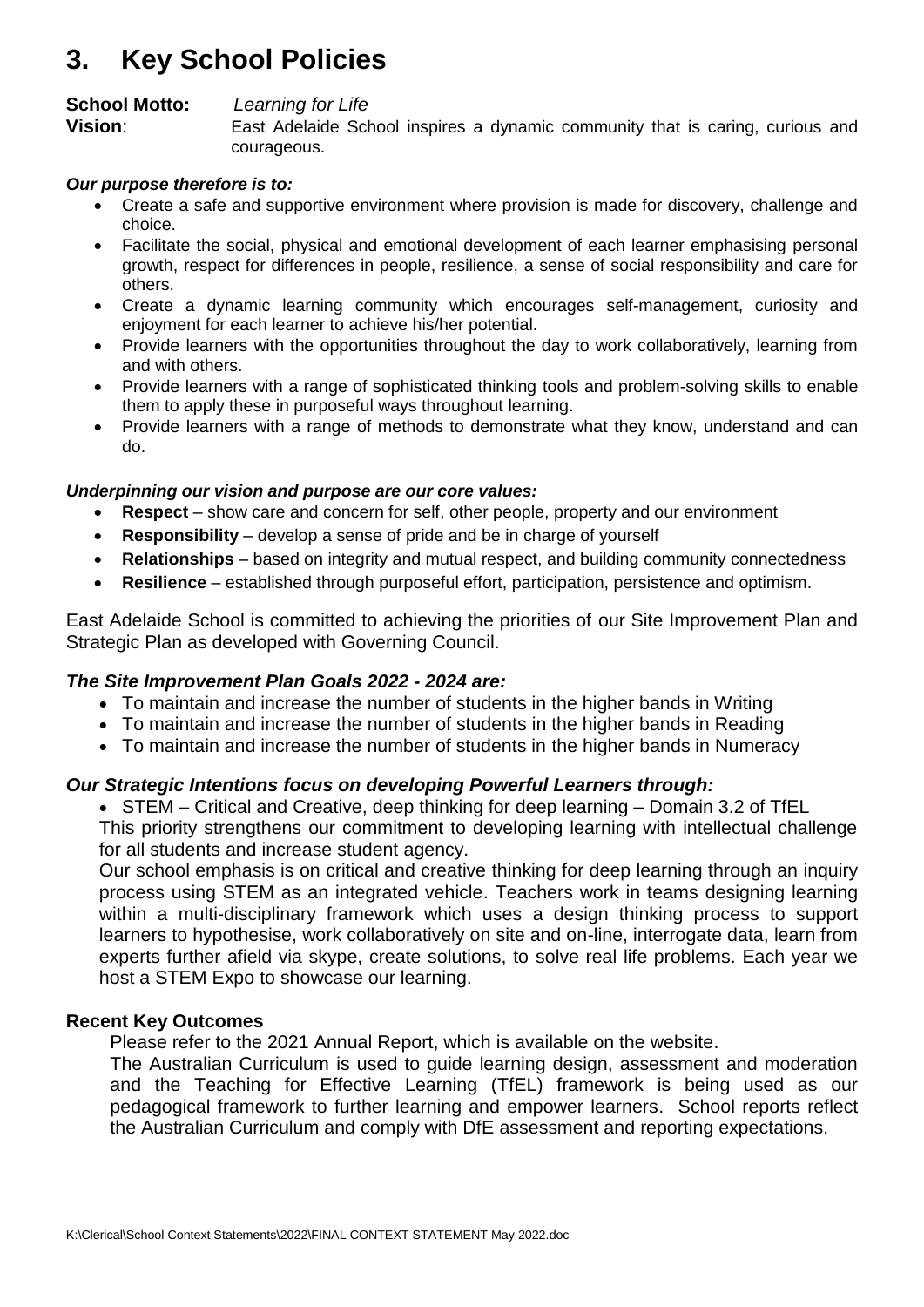# 3. Key School Policies

**School Motto:** *Learning for Life*

**Vision**: East Adelaide School inspires a dynamic community that is caring, curious and courageous.

***Our purpose therefore is to:***

- Create a safe and supportive environment where provision is made for discovery, challenge and choice.
- Facilitate the social, physical and emotional development of each learner emphasising personal growth, respect for differences in people, resilience, a sense of social responsibility and care for others.
- Create a dynamic learning community which encourages self-management, curiosity and enjoyment for each learner to achieve his/her potential.
- Provide learners with the opportunities throughout the day to work collaboratively, learning from and with others.
- Provide learners with a range of sophisticated thinking tools and problem-solving skills to enable them to apply these in purposeful ways throughout learning.
- Provide learners with a range of methods to demonstrate what they know, understand and can do.

***Underpinning our vision and purpose are our core values:***

- **Respect** – show care and concern for self, other people, property and our environment
- **Responsibility** – develop a sense of pride and be in charge of yourself
- **Relationships** – based on integrity and mutual respect, and building community connectedness
- **Resilience** – established through purposeful effort, participation, persistence and optimism.

East Adelaide School is committed to achieving the priorities of our Site Improvement Plan and Strategic Plan as developed with Governing Council.

### *The Site Improvement Plan Goals 2022 - 2024 are:*

- To maintain and increase the number of students in the higher bands in Writing
- To maintain and increase the number of students in the higher bands in Reading
- To maintain and increase the number of students in the higher bands in Numeracy

### *Our Strategic Intentions focus on developing Powerful Learners through:*

- STEM – Critical and Creative, deep thinking for deep learning – Domain 3.2 of TfEL

This priority strengthens our commitment to developing learning with intellectual challenge for all students and increase student agency.

Our school emphasis is on critical and creative thinking for deep learning through an inquiry process using STEM as an integrated vehicle. Teachers work in teams designing learning within a multi-disciplinary framework which uses a design thinking process to support learners to hypothesise, work collaboratively on site and on-line, interrogate data, learn from experts further afield via skype, create solutions, to solve real life problems. Each year we host a STEM Expo to showcase our learning.

**Recent Key Outcomes**

Please refer to the 2021 Annual Report, which is available on the website.

The Australian Curriculum is used to guide learning design, assessment and moderation and the Teaching for Effective Learning (TfEL) framework is being used as our pedagogical framework to further learning and empower learners. School reports reflect the Australian Curriculum and comply with DfE assessment and reporting expectations.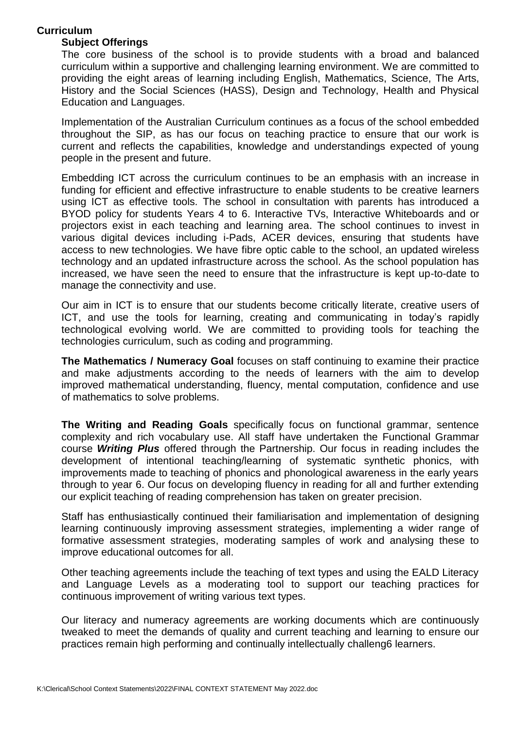## Curriculum

### Subject Offerings

The core business of the school is to provide students with a broad and balanced curriculum within a supportive and challenging learning environment. We are committed to providing the eight areas of learning including English, Mathematics, Science, The Arts, History and the Social Sciences (HASS), Design and Technology, Health and Physical Education and Languages.

Implementation of the Australian Curriculum continues as a focus of the school embedded throughout the SIP, as has our focus on teaching practice to ensure that our work is current and reflects the capabilities, knowledge and understandings expected of young people in the present and future.

Embedding ICT across the curriculum continues to be an emphasis with an increase in funding for efficient and effective infrastructure to enable students to be creative learners using ICT as effective tools. The school in consultation with parents has introduced a BYOD policy for students Years 4 to 6. Interactive TVs, Interactive Whiteboards and or projectors exist in each teaching and learning area. The school continues to invest in various digital devices including i-Pads, ACER devices, ensuring that students have access to new technologies. We have fibre optic cable to the school, an updated wireless technology and an updated infrastructure across the school. As the school population has increased, we have seen the need to ensure that the infrastructure is kept up-to-date to manage the connectivity and use.

Our aim in ICT is to ensure that our students become critically literate, creative users of ICT, and use the tools for learning, creating and communicating in today's rapidly technological evolving world. We are committed to providing tools for teaching the technologies curriculum, such as coding and programming.

**The Mathematics / Numeracy Goal** focuses on staff continuing to examine their practice and make adjustments according to the needs of learners with the aim to develop improved mathematical understanding, fluency, mental computation, confidence and use of mathematics to solve problems.

**The Writing and Reading Goals** specifically focus on functional grammar, sentence complexity and rich vocabulary use. All staff have undertaken the Functional Grammar course ***Writing Plus*** offered through the Partnership. Our focus in reading includes the development of intentional teaching/learning of systematic synthetic phonics, with improvements made to teaching of phonics and phonological awareness in the early years through to year 6. Our focus on developing fluency in reading for all and further extending our explicit teaching of reading comprehension has taken on greater precision.

Staff has enthusiastically continued their familiarisation and implementation of designing learning continuously improving assessment strategies, implementing a wider range of formative assessment strategies, moderating samples of work and analysing these to improve educational outcomes for all.

Other teaching agreements include the teaching of text types and using the EALD Literacy and Language Levels as a moderating tool to support our teaching practices for continuous improvement of writing various text types.

Our literacy and numeracy agreements are working documents which are continuously tweaked to meet the demands of quality and current teaching and learning to ensure our practices remain high performing and continually intellectually challeng6 learners.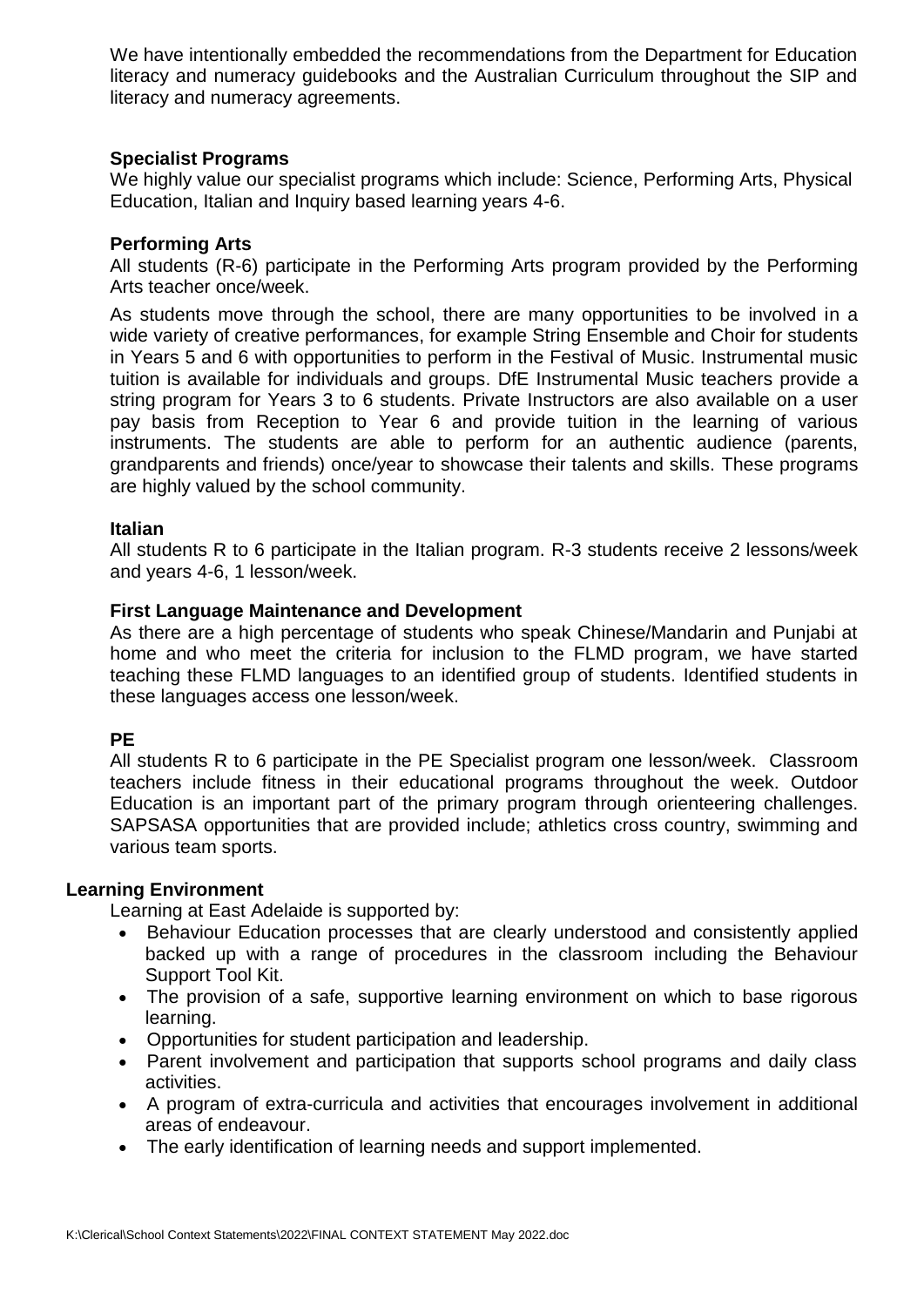We have intentionally embedded the recommendations from the Department for Education literacy and numeracy guidebooks and the Australian Curriculum throughout the SIP and literacy and numeracy agreements.

### Specialist Programs

We highly value our specialist programs which include: Science, Performing Arts, Physical Education, Italian and Inquiry based learning years 4-6.

### Performing Arts

All students (R-6) participate in the Performing Arts program provided by the Performing Arts teacher once/week.

As students move through the school, there are many opportunities to be involved in a wide variety of creative performances, for example String Ensemble and Choir for students in Years 5 and 6 with opportunities to perform in the Festival of Music. Instrumental music tuition is available for individuals and groups. DfE Instrumental Music teachers provide a string program for Years 3 to 6 students. Private Instructors are also available on a user pay basis from Reception to Year 6 and provide tuition in the learning of various instruments. The students are able to perform for an authentic audience (parents, grandparents and friends) once/year to showcase their talents and skills. These programs are highly valued by the school community.

### Italian

All students R to 6 participate in the Italian program. R-3 students receive 2 lessons/week and years 4-6, 1 lesson/week.

### First Language Maintenance and Development

As there are a high percentage of students who speak Chinese/Mandarin and Punjabi at home and who meet the criteria for inclusion to the FLMD program, we have started teaching these FLMD languages to an identified group of students. Identified students in these languages access one lesson/week.

### PE

All students R to 6 participate in the PE Specialist program one lesson/week. Classroom teachers include fitness in their educational programs throughout the week. Outdoor Education is an important part of the primary program through orienteering challenges. SAPSASA opportunities that are provided include; athletics cross country, swimming and various team sports.

## Learning Environment

Learning at East Adelaide is supported by:

- Behaviour Education processes that are clearly understood and consistently applied backed up with a range of procedures in the classroom including the Behaviour Support Tool Kit.
- The provision of a safe, supportive learning environment on which to base rigorous learning.
- Opportunities for student participation and leadership.
- Parent involvement and participation that supports school programs and daily class activities.
- A program of extra-curricula and activities that encourages involvement in additional areas of endeavour.
- The early identification of learning needs and support implemented.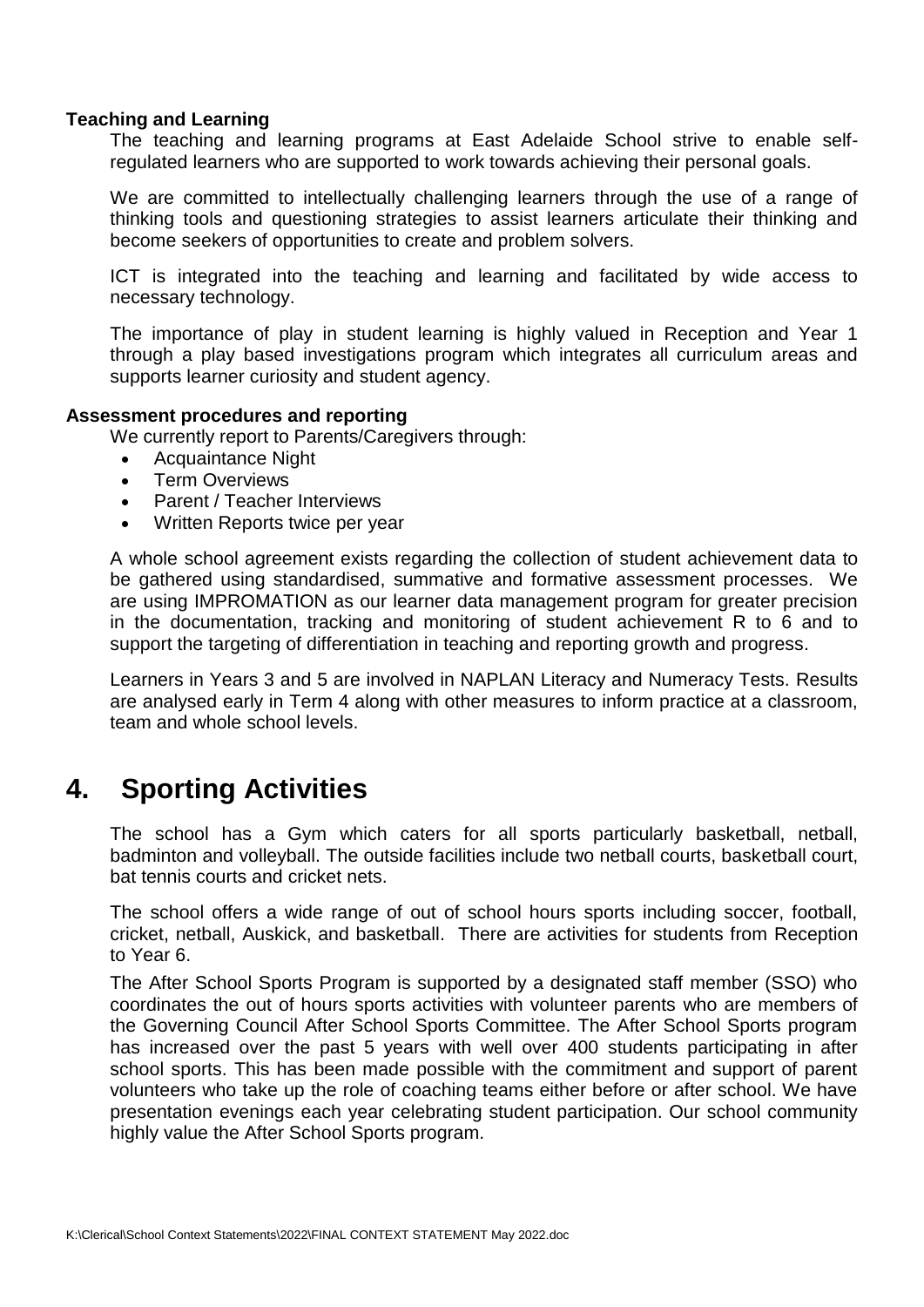**Teaching and Learning**

The teaching and learning programs at East Adelaide School strive to enable self-regulated learners who are supported to work towards achieving their personal goals.

We are committed to intellectually challenging learners through the use of a range of thinking tools and questioning strategies to assist learners articulate their thinking and become seekers of opportunities to create and problem solvers.

ICT is integrated into the teaching and learning and facilitated by wide access to necessary technology.

The importance of play in student learning is highly valued in Reception and Year 1 through a play based investigations program which integrates all curriculum areas and supports learner curiosity and student agency.

**Assessment procedures and reporting**

We currently report to Parents/Caregivers through:

- Acquaintance Night
- Term Overviews
- Parent / Teacher Interviews
- Written Reports twice per year

A whole school agreement exists regarding the collection of student achievement data to be gathered using standardised, summative and formative assessment processes. We are using IMPROMATION as our learner data management program for greater precision in the documentation, tracking and monitoring of student achievement R to 6 and to support the targeting of differentiation in teaching and reporting growth and progress.

Learners in Years 3 and 5 are involved in NAPLAN Literacy and Numeracy Tests. Results are analysed early in Term 4 along with other measures to inform practice at a classroom, team and whole school levels.

# 4. Sporting Activities

The school has a Gym which caters for all sports particularly basketball, netball, badminton and volleyball. The outside facilities include two netball courts, basketball court, bat tennis courts and cricket nets.

The school offers a wide range of out of school hours sports including soccer, football, cricket, netball, Auskick, and basketball. There are activities for students from Reception to Year 6.

The After School Sports Program is supported by a designated staff member (SSO) who coordinates the out of hours sports activities with volunteer parents who are members of the Governing Council After School Sports Committee. The After School Sports program has increased over the past 5 years with well over 400 students participating in after school sports. This has been made possible with the commitment and support of parent volunteers who take up the role of coaching teams either before or after school. We have presentation evenings each year celebrating student participation. Our school community highly value the After School Sports program.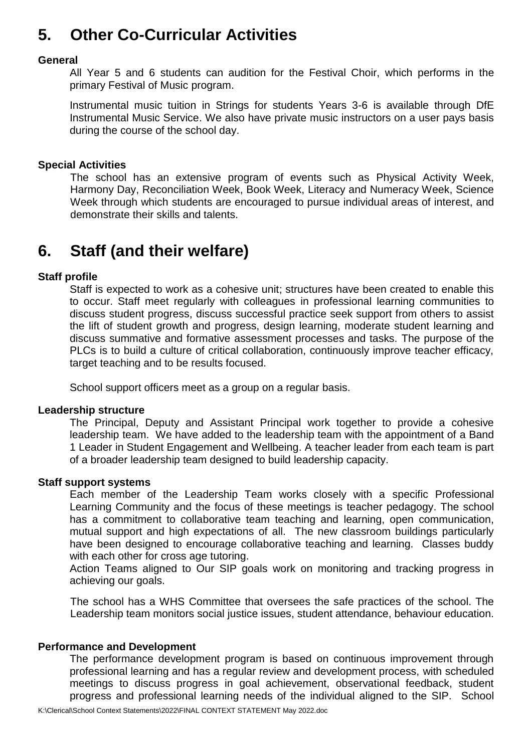# 5. Other Co-Curricular Activities

**General**

All Year 5 and 6 students can audition for the Festival Choir, which performs in the primary Festival of Music program.

Instrumental music tuition in Strings for students Years 3-6 is available through DfE Instrumental Music Service. We also have private music instructors on a user pays basis during the course of the school day.

**Special Activities**

The school has an extensive program of events such as Physical Activity Week, Harmony Day, Reconciliation Week, Book Week, Literacy and Numeracy Week, Science Week through which students are encouraged to pursue individual areas of interest, and demonstrate their skills and talents.

# 6. Staff (and their welfare)

**Staff profile**

Staff is expected to work as a cohesive unit; structures have been created to enable this to occur. Staff meet regularly with colleagues in professional learning communities to discuss student progress, discuss successful practice seek support from others to assist the lift of student growth and progress, design learning, moderate student learning and discuss summative and formative assessment processes and tasks. The purpose of the PLCs is to build a culture of critical collaboration, continuously improve teacher efficacy, target teaching and to be results focused.

School support officers meet as a group on a regular basis.

**Leadership structure**

The Principal, Deputy and Assistant Principal work together to provide a cohesive leadership team. We have added to the leadership team with the appointment of a Band 1 Leader in Student Engagement and Wellbeing. A teacher leader from each team is part of a broader leadership team designed to build leadership capacity.

**Staff support systems**

Each member of the Leadership Team works closely with a specific Professional Learning Community and the focus of these meetings is teacher pedagogy. The school has a commitment to collaborative team teaching and learning, open communication, mutual support and high expectations of all. The new classroom buildings particularly have been designed to encourage collaborative teaching and learning. Classes buddy with each other for cross age tutoring.

Action Teams aligned to Our SIP goals work on monitoring and tracking progress in achieving our goals.

The school has a WHS Committee that oversees the safe practices of the school. The Leadership team monitors social justice issues, student attendance, behaviour education.

**Performance and Development**

The performance development program is based on continuous improvement through professional learning and has a regular review and development process, with scheduled meetings to discuss progress in goal achievement, observational feedback, student progress and professional learning needs of the individual aligned to the SIP. School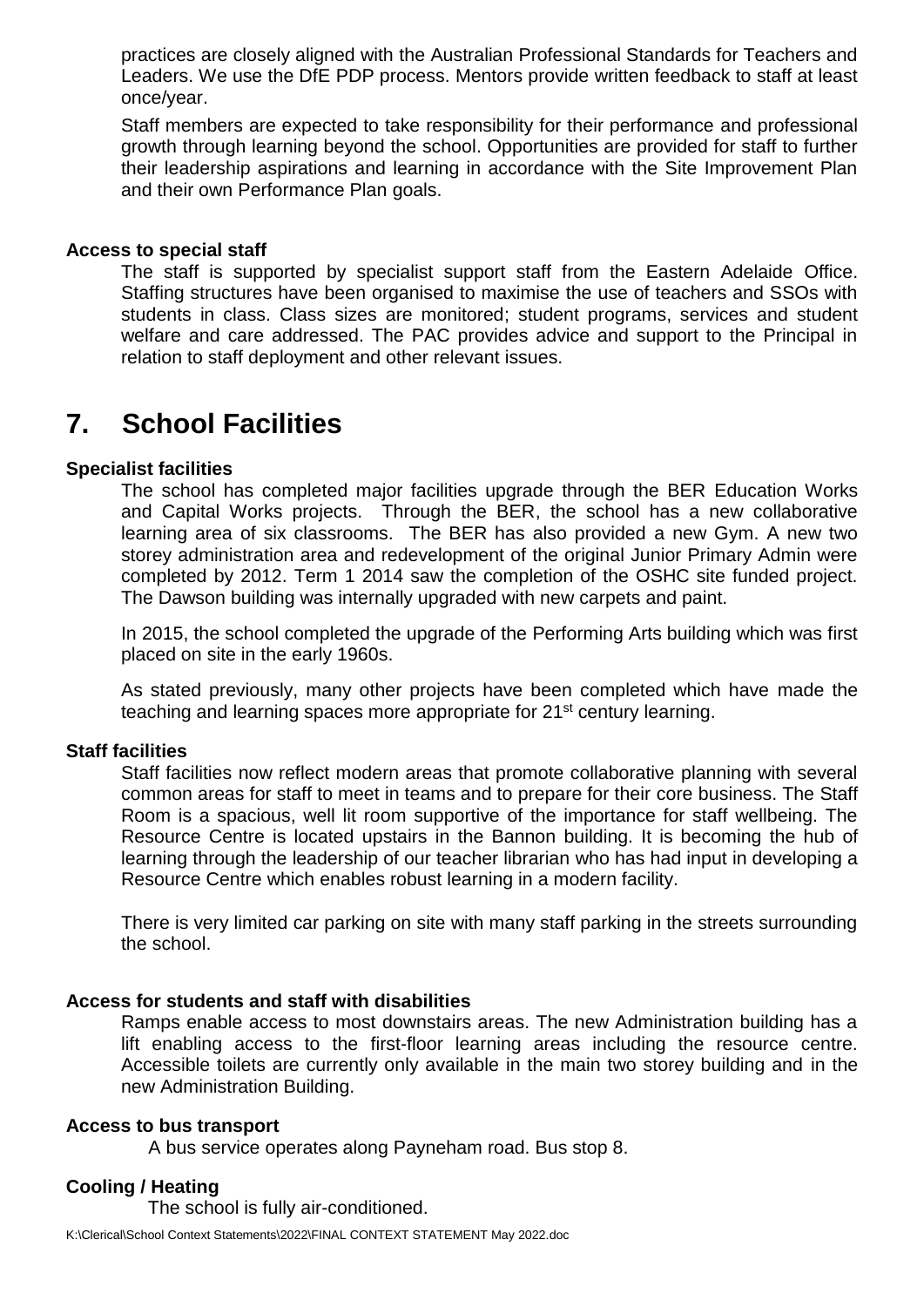practices are closely aligned with the Australian Professional Standards for Teachers and Leaders. We use the DfE PDP process. Mentors provide written feedback to staff at least once/year.

Staff members are expected to take responsibility for their performance and professional growth through learning beyond the school. Opportunities are provided for staff to further their leadership aspirations and learning in accordance with the Site Improvement Plan and their own Performance Plan goals.

**Access to special staff**

The staff is supported by specialist support staff from the Eastern Adelaide Office. Staffing structures have been organised to maximise the use of teachers and SSOs with students in class. Class sizes are monitored; student programs, services and student welfare and care addressed. The PAC provides advice and support to the Principal in relation to staff deployment and other relevant issues.

# 7. School Facilities

**Specialist facilities**

The school has completed major facilities upgrade through the BER Education Works and Capital Works projects. Through the BER, the school has a new collaborative learning area of six classrooms. The BER has also provided a new Gym. A new two storey administration area and redevelopment of the original Junior Primary Admin were completed by 2012. Term 1 2014 saw the completion of the OSHC site funded project. The Dawson building was internally upgraded with new carpets and paint.

In 2015, the school completed the upgrade of the Performing Arts building which was first placed on site in the early 1960s.

As stated previously, many other projects have been completed which have made the teaching and learning spaces more appropriate for 21st century learning.

**Staff facilities**

Staff facilities now reflect modern areas that promote collaborative planning with several common areas for staff to meet in teams and to prepare for their core business. The Staff Room is a spacious, well lit room supportive of the importance for staff wellbeing. The Resource Centre is located upstairs in the Bannon building. It is becoming the hub of learning through the leadership of our teacher librarian who has had input in developing a Resource Centre which enables robust learning in a modern facility.

There is very limited car parking on site with many staff parking in the streets surrounding the school.

**Access for students and staff with disabilities**

Ramps enable access to most downstairs areas. The new Administration building has a lift enabling access to the first-floor learning areas including the resource centre. Accessible toilets are currently only available in the main two storey building and in the new Administration Building.

**Access to bus transport**

A bus service operates along Payneham road. Bus stop 8.

**Cooling / Heating**

The school is fully air-conditioned.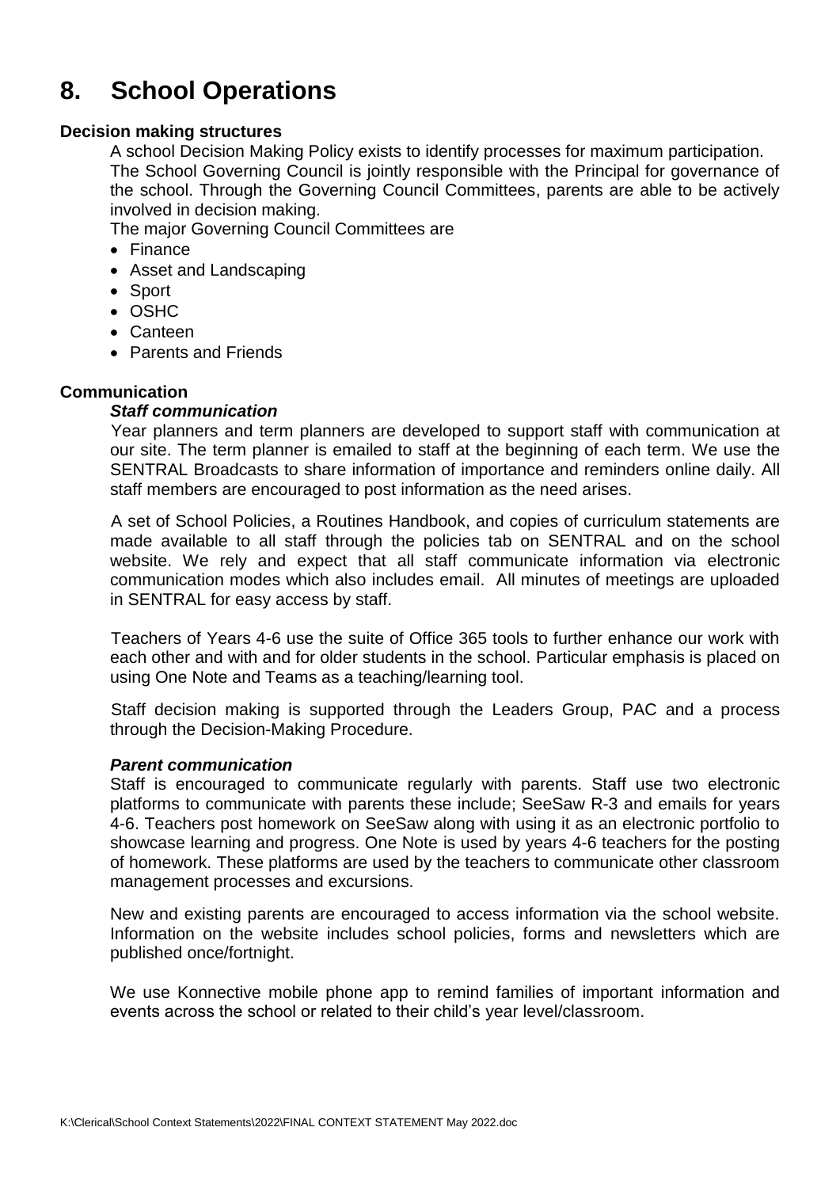# 8. School Operations

**Decision making structures**

A school Decision Making Policy exists to identify processes for maximum participation. The School Governing Council is jointly responsible with the Principal for governance of the school. Through the Governing Council Committees, parents are able to be actively involved in decision making.

The major Governing Council Committees are

- Finance
- Asset and Landscaping
- Sport
- OSHC
- Canteen
- Parents and Friends

**Communication**

***Staff communication***

Year planners and term planners are developed to support staff with communication at our site. The term planner is emailed to staff at the beginning of each term. We use the SENTRAL Broadcasts to share information of importance and reminders online daily. All staff members are encouraged to post information as the need arises.

A set of School Policies, a Routines Handbook, and copies of curriculum statements are made available to all staff through the policies tab on SENTRAL and on the school website. We rely and expect that all staff communicate information via electronic communication modes which also includes email. All minutes of meetings are uploaded in SENTRAL for easy access by staff.

Teachers of Years 4-6 use the suite of Office 365 tools to further enhance our work with each other and with and for older students in the school. Particular emphasis is placed on using One Note and Teams as a teaching/learning tool.

Staff decision making is supported through the Leaders Group, PAC and a process through the Decision-Making Procedure.

***Parent communication***

Staff is encouraged to communicate regularly with parents. Staff use two electronic platforms to communicate with parents these include; SeeSaw R-3 and emails for years 4-6. Teachers post homework on SeeSaw along with using it as an electronic portfolio to showcase learning and progress. One Note is used by years 4-6 teachers for the posting of homework. These platforms are used by the teachers to communicate other classroom management processes and excursions.

New and existing parents are encouraged to access information via the school website. Information on the website includes school policies, forms and newsletters which are published once/fortnight.

We use Konnective mobile phone app to remind families of important information and events across the school or related to their child's year level/classroom.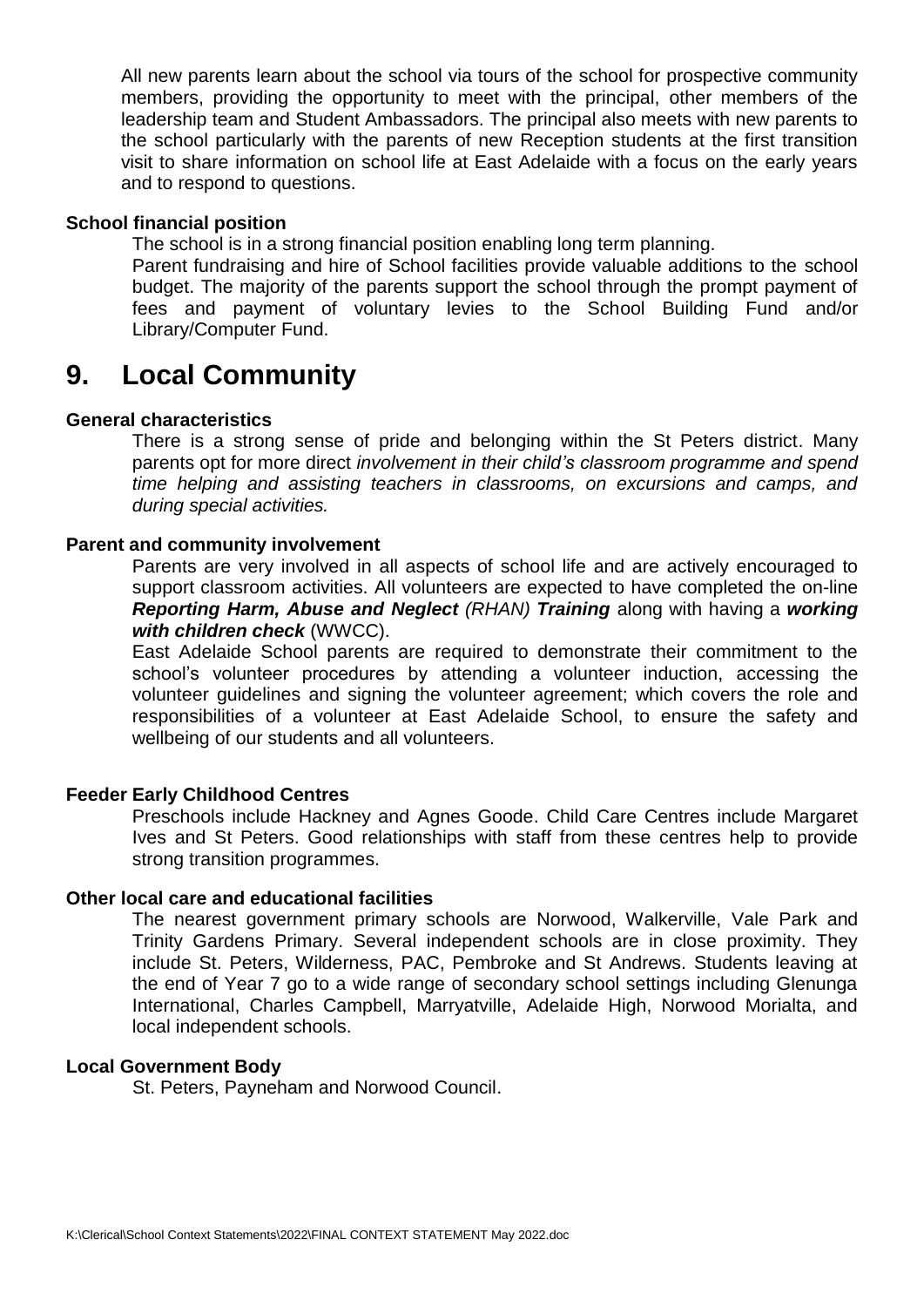All new parents learn about the school via tours of the school for prospective community members, providing the opportunity to meet with the principal, other members of the leadership team and Student Ambassadors. The principal also meets with new parents to the school particularly with the parents of new Reception students at the first transition visit to share information on school life at East Adelaide with a focus on the early years and to respond to questions.

**School financial position**

The school is in a strong financial position enabling long term planning.

Parent fundraising and hire of School facilities provide valuable additions to the school budget. The majority of the parents support the school through the prompt payment of fees and payment of voluntary levies to the School Building Fund and/or Library/Computer Fund.

# 9. Local Community

**General characteristics**

There is a strong sense of pride and belonging within the St Peters district. Many parents opt for more direct *involvement in their child's classroom programme and spend time helping and assisting teachers in classrooms, on excursions and camps, and during special activities.*

**Parent and community involvement**

Parents are very involved in all aspects of school life and are actively encouraged to support classroom activities. All volunteers are expected to have completed the on-line ***Reporting Harm, Abuse and Neglect*** *(RHAN)* ***Training*** along with having a ***working with children check*** (WWCC).

East Adelaide School parents are required to demonstrate their commitment to the school's volunteer procedures by attending a volunteer induction, accessing the volunteer guidelines and signing the volunteer agreement; which covers the role and responsibilities of a volunteer at East Adelaide School, to ensure the safety and wellbeing of our students and all volunteers.

**Feeder Early Childhood Centres**

Preschools include Hackney and Agnes Goode. Child Care Centres include Margaret Ives and St Peters. Good relationships with staff from these centres help to provide strong transition programmes.

**Other local care and educational facilities**

The nearest government primary schools are Norwood, Walkerville, Vale Park and Trinity Gardens Primary. Several independent schools are in close proximity. They include St. Peters, Wilderness, PAC, Pembroke and St Andrews. Students leaving at the end of Year 7 go to a wide range of secondary school settings including Glenunga International, Charles Campbell, Marryatville, Adelaide High, Norwood Morialta, and local independent schools.

**Local Government Body**

St. Peters, Payneham and Norwood Council.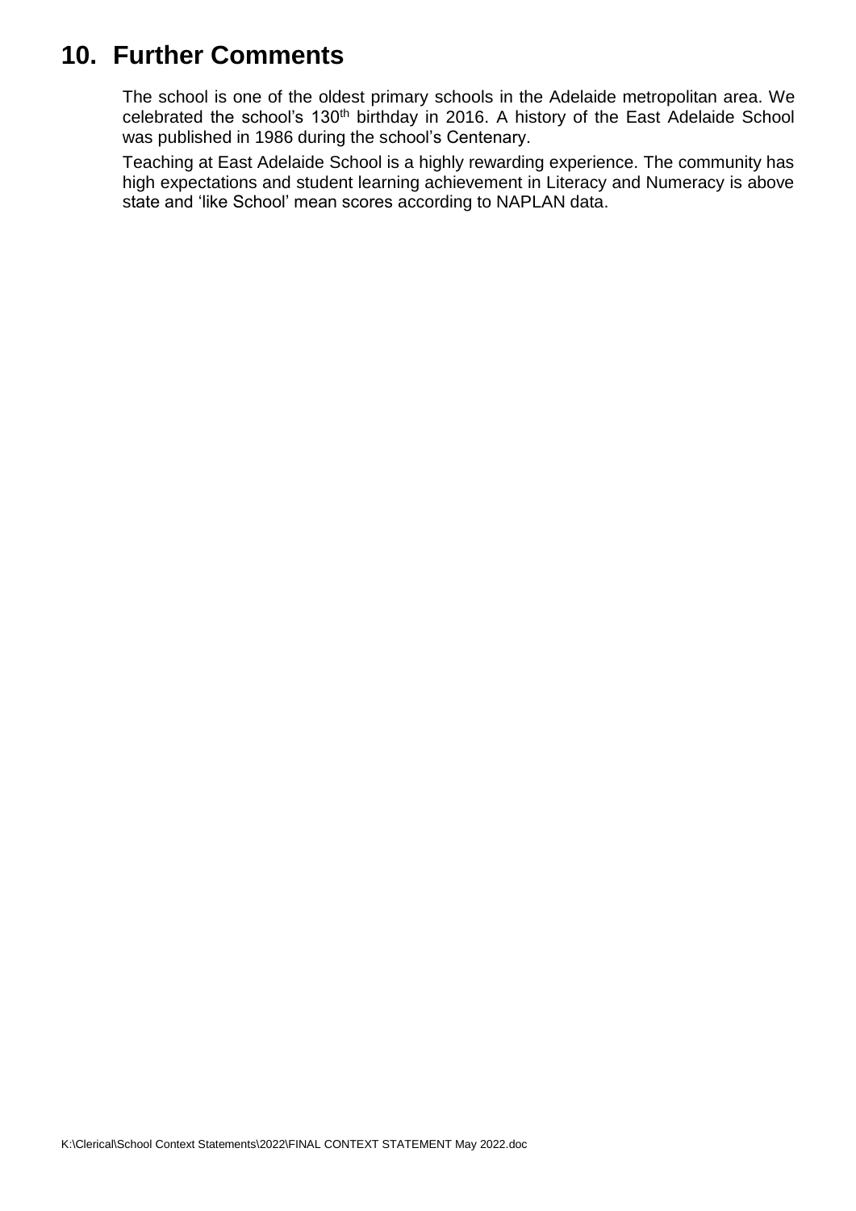# 10. Further Comments

The school is one of the oldest primary schools in the Adelaide metropolitan area. We celebrated the school's 130th birthday in 2016. A history of the East Adelaide School was published in 1986 during the school's Centenary.

Teaching at East Adelaide School is a highly rewarding experience. The community has high expectations and student learning achievement in Literacy and Numeracy is above state and 'like School' mean scores according to NAPLAN data.